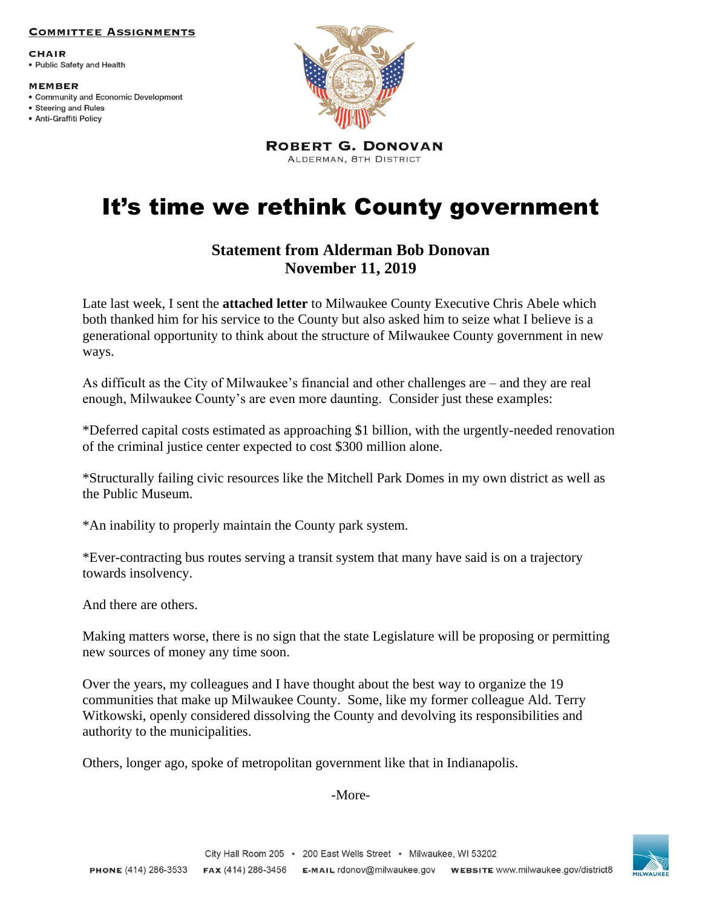**COMMITTEE ASSIGNMENTS**

**CHAIR**
- Public Safety and Health

**MEMBER**
- Community and Economic Development
- Steering and Rules
- Anti-Graffiti Policy

**ROBERT G. DONOVAN**
ALDERMAN, 8TH DISTRICT

# It's time we rethink County government

## Statement from Alderman Bob Donovan
## November 11, 2019

Late last week, I sent the **attached letter** to Milwaukee County Executive Chris Abele which both thanked him for his service to the County but also asked him to seize what I believe is a generational opportunity to think about the structure of Milwaukee County government in new ways.

As difficult as the City of Milwaukee's financial and other challenges are – and they are real enough, Milwaukee County's are even more daunting. Consider just these examples:

*Deferred capital costs estimated as approaching $1 billion, with the urgently-needed renovation of the criminal justice center expected to cost $300 million alone.

*Structurally failing civic resources like the Mitchell Park Domes in my own district as well as the Public Museum.

*An inability to properly maintain the County park system.

*Ever-contracting bus routes serving a transit system that many have said is on a trajectory towards insolvency.

And there are others.

Making matters worse, there is no sign that the state Legislature will be proposing or permitting new sources of money any time soon.

Over the years, my colleagues and I have thought about the best way to organize the 19 communities that make up Milwaukee County. Some, like my former colleague Ald. Terry Witkowski, openly considered dissolving the County and devolving its responsibilities and authority to the municipalities.

Others, longer ago, spoke of metropolitan government like that in Indianapolis.

-More-

City Hall Room 205 • 200 East Wells Street • Milwaukee, WI 53202

PHONE (414) 286-3533 FAX (414) 286-3456 E-MAIL rdonov@milwaukee.gov WEBSITE www.milwaukee.gov/district8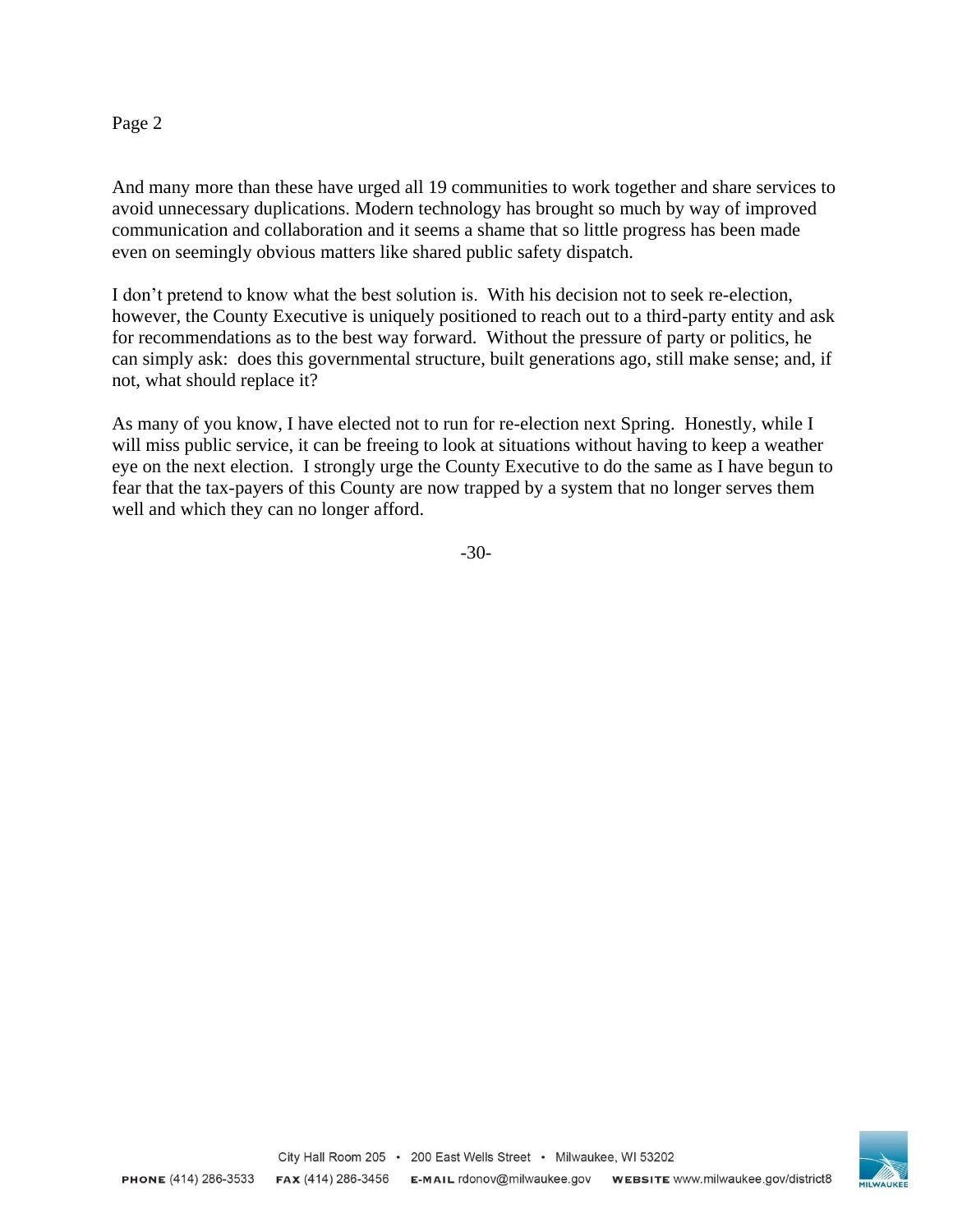And many more than these have urged all 19 communities to work together and share services to avoid unnecessary duplications. Modern technology has brought so much by way of improved communication and collaboration and it seems a shame that so little progress has been made even on seemingly obvious matters like shared public safety dispatch.

I don't pretend to know what the best solution is. With his decision not to seek re-election, however, the County Executive is uniquely positioned to reach out to a third-party entity and ask for recommendations as to the best way forward. Without the pressure of party or politics, he can simply ask: does this governmental structure, built generations ago, still make sense; and, if not, what should replace it?

As many of you know, I have elected not to run for re-election next Spring. Honestly, while I will miss public service, it can be freeing to look at situations without having to keep a weather eye on the next election. I strongly urge the County Executive to do the same as I have begun to fear that the tax-payers of this County are now trapped by a system that no longer serves them well and which they can no longer afford.

-30-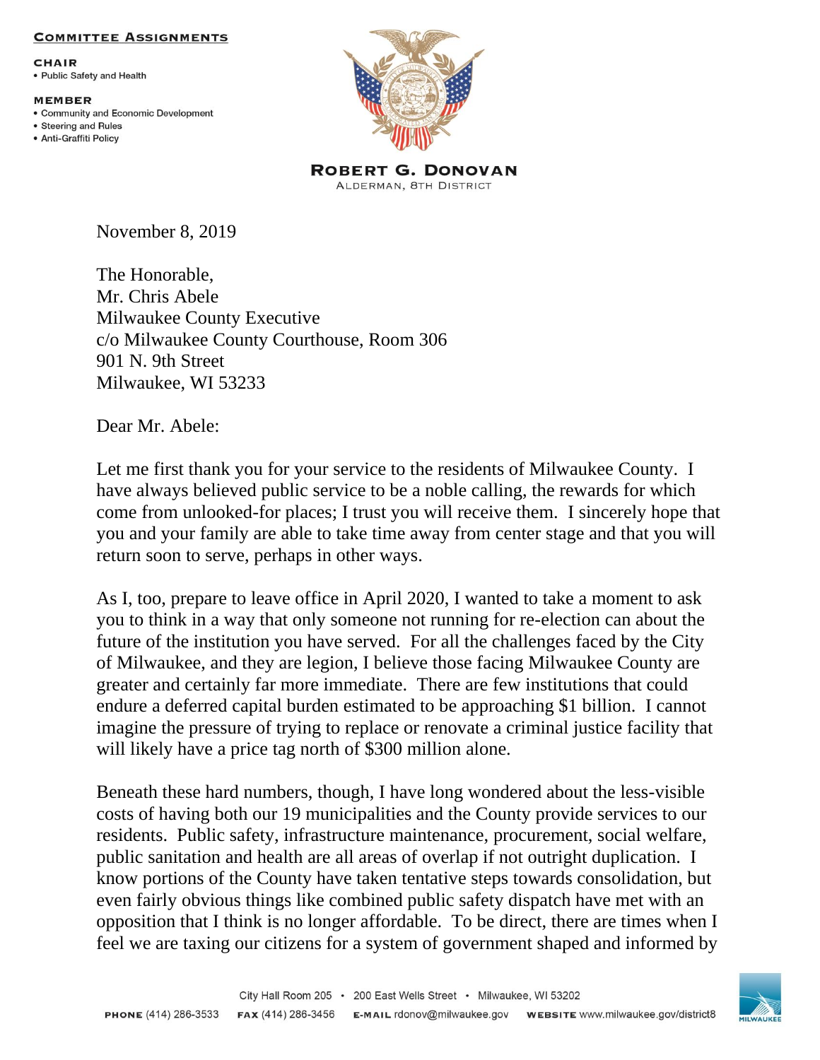**Committee Assignments**

**CHAIR**
- Public Safety and Health

**MEMBER**
- Community and Economic Development
- Steering and Rules
- Anti-Graffiti Policy

**ROBERT G. DONOVAN**
ALDERMAN, 8TH DISTRICT

November 8, 2019

The Honorable,
Mr. Chris Abele
Milwaukee County Executive
c/o Milwaukee County Courthouse, Room 306
901 N. 9th Street
Milwaukee, WI 53233

Dear Mr. Abele:

Let me first thank you for your service to the residents of Milwaukee County. I have always believed public service to be a noble calling, the rewards for which come from unlooked-for places; I trust you will receive them. I sincerely hope that you and your family are able to take time away from center stage and that you will return soon to serve, perhaps in other ways.

As I, too, prepare to leave office in April 2020, I wanted to take a moment to ask you to think in a way that only someone not running for re-election can about the future of the institution you have served. For all the challenges faced by the City of Milwaukee, and they are legion, I believe those facing Milwaukee County are greater and certainly far more immediate. There are few institutions that could endure a deferred capital burden estimated to be approaching $1 billion. I cannot imagine the pressure of trying to replace or renovate a criminal justice facility that will likely have a price tag north of $300 million alone.

Beneath these hard numbers, though, I have long wondered about the less-visible costs of having both our 19 municipalities and the County provide services to our residents. Public safety, infrastructure maintenance, procurement, social welfare, public sanitation and health are all areas of overlap if not outright duplication. I know portions of the County have taken tentative steps towards consolidation, but even fairly obvious things like combined public safety dispatch have met with an opposition that I think is no longer affordable. To be direct, there are times when I feel we are taxing our citizens for a system of government shaped and informed by

City Hall Room 205 • 200 East Wells Street • Milwaukee, WI 53202
**PHONE** (414) 286-3533 **FAX** (414) 286-3456 **E-MAIL** rdonov@milwaukee.gov **WEBSITE** www.milwaukee.gov/district8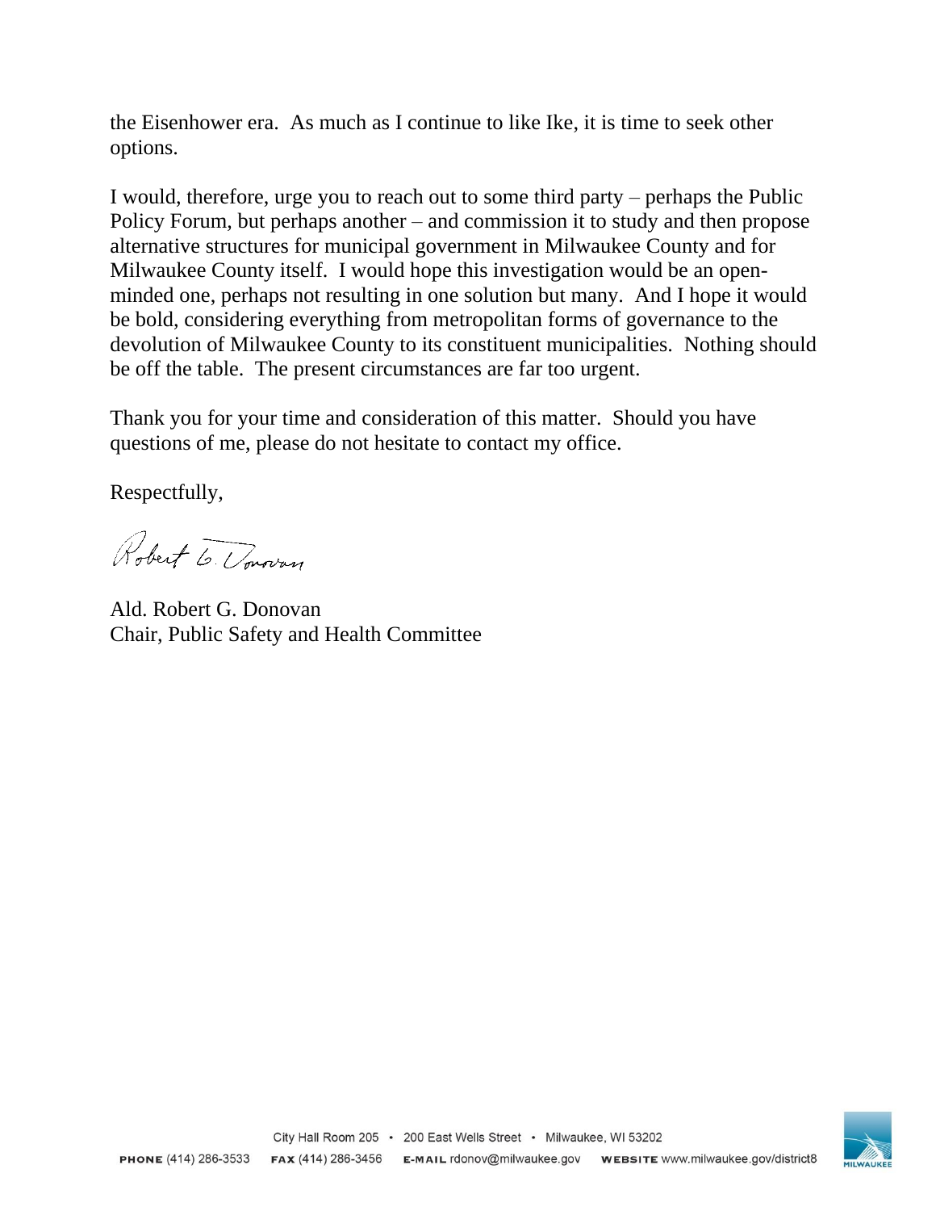the Eisenhower era. As much as I continue to like Ike, it is time to seek other options.

I would, therefore, urge you to reach out to some third party – perhaps the Public Policy Forum, but perhaps another – and commission it to study and then propose alternative structures for municipal government in Milwaukee County and for Milwaukee County itself. I would hope this investigation would be an open-minded one, perhaps not resulting in one solution but many. And I hope it would be bold, considering everything from metropolitan forms of governance to the devolution of Milwaukee County to its constituent municipalities. Nothing should be off the table. The present circumstances are far too urgent.

Thank you for your time and consideration of this matter. Should you have questions of me, please do not hesitate to contact my office.

Respectfully,

Robert G. Donovan

Ald. Robert G. Donovan
Chair, Public Safety and Health Committee

City Hall Room 205 • 200 East Wells Street • Milwaukee, WI 53202
PHONE (414) 286-3533 FAX (414) 286-3456 E-MAIL rdonov@milwaukee.gov WEBSITE www.milwaukee.gov/district8